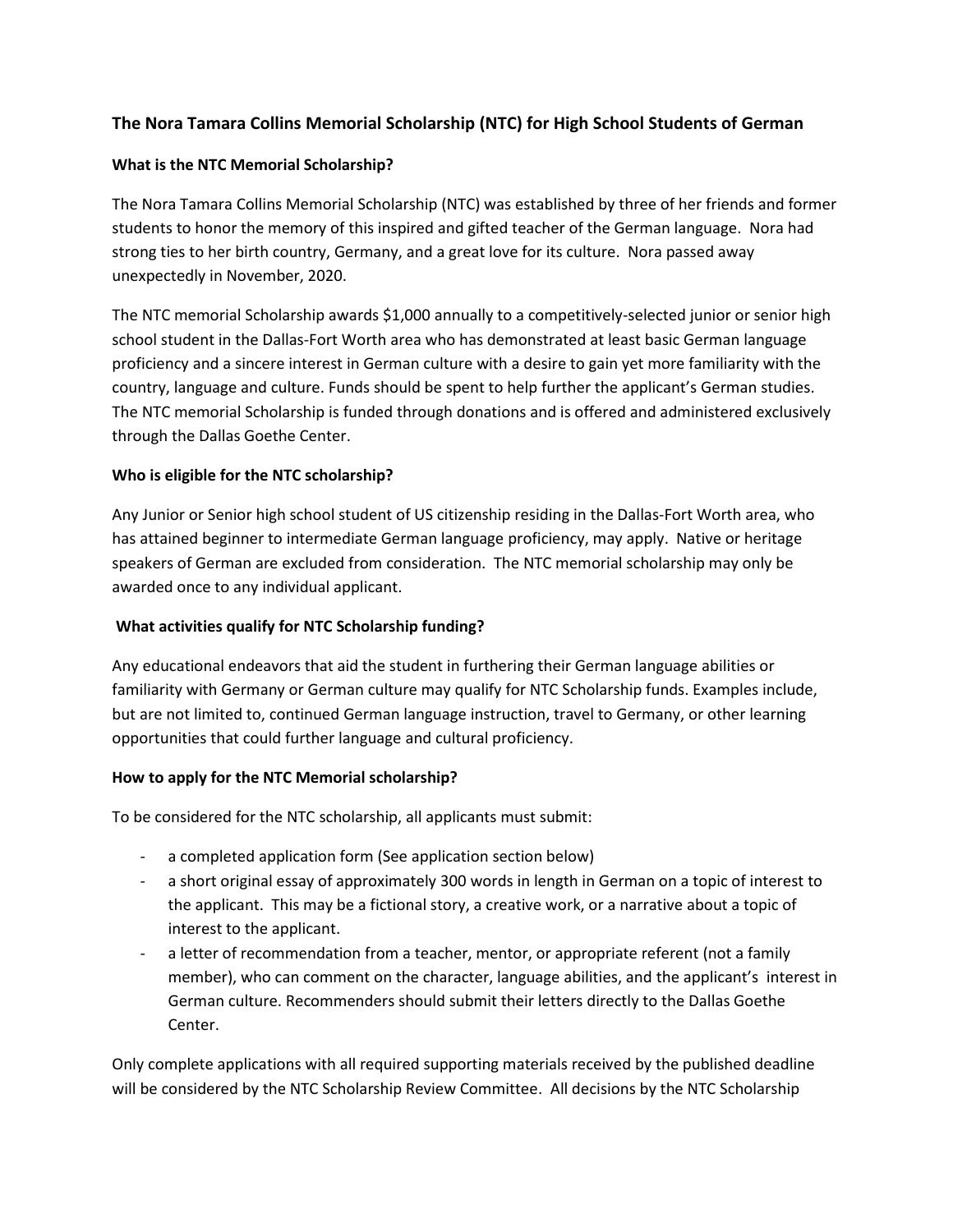## The Nora Tamara Collins Memorial Scholarship (NTC) for High School Students of German

### What is the NTC Memorial Scholarship?

The Nora Tamara Collins Memorial Scholarship (NTC) was established by three of her friends and former students to honor the memory of this inspired and gifted teacher of the German language. Nora had strong ties to her birth country, Germany, and a great love for its culture. Nora passed away unexpectedly in November, 2020.

The NTC memorial Scholarship awards $1,000 annually to a competitively-selected junior or senior high school student in the Dallas-Fort Worth area who has demonstrated at least basic German language proficiency and a sincere interest in German culture with a desire to gain yet more familiarity with the country, language and culture. Funds should be spent to help further the applicant's German studies. The NTC memorial Scholarship is funded through donations and is offered and administered exclusively through the Dallas Goethe Center.

### Who is eligible for the NTC scholarship?

Any Junior or Senior high school student of US citizenship residing in the Dallas-Fort Worth area, who has attained beginner to intermediate German language proficiency, may apply. Native or heritage speakers of German are excluded from consideration. The NTC memorial scholarship may only be awarded once to any individual applicant.

### What activities qualify for NTC Scholarship funding?

Any educational endeavors that aid the student in furthering their German language abilities or familiarity with Germany or German culture may qualify for NTC Scholarship funds. Examples include, but are not limited to, continued German language instruction, travel to Germany, or other learning opportunities that could further language and cultural proficiency.

### How to apply for the NTC Memorial scholarship?

To be considered for the NTC scholarship, all applicants must submit:

- a completed application form (See application section below)
- a short original essay of approximately 300 words in length in German on a topic of interest to the applicant. This may be a fictional story, a creative work, or a narrative about a topic of interest to the applicant.
- a letter of recommendation from a teacher, mentor, or appropriate referent (not a family member), who can comment on the character, language abilities, and the applicant's interest in German culture. Recommenders should submit their letters directly to the Dallas Goethe Center.

Only complete applications with all required supporting materials received by the published deadline will be considered by the NTC Scholarship Review Committee. All decisions by the NTC Scholarship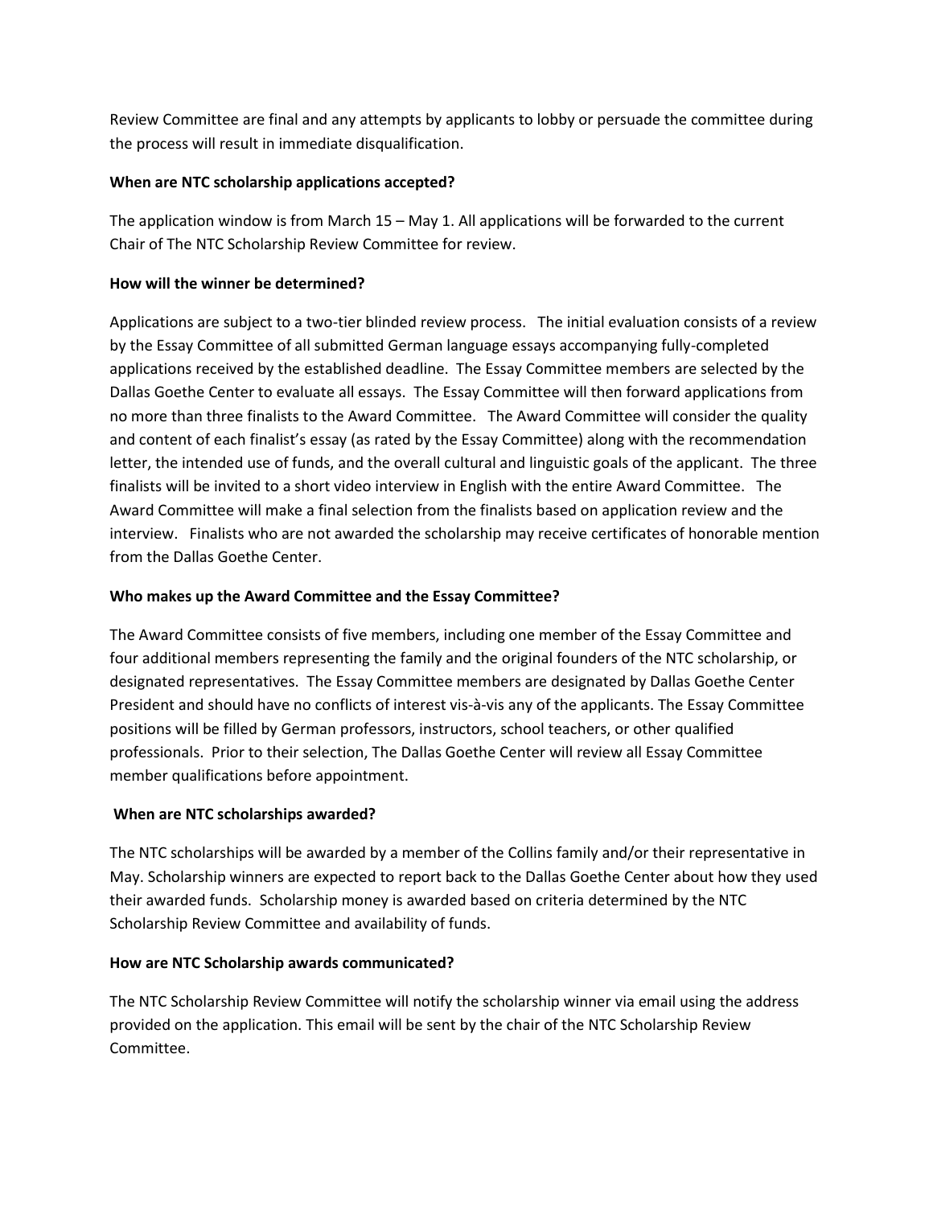Review Committee are final and any attempts by applicants to lobby or persuade the committee during the process will result in immediate disqualification.

**When are NTC scholarship applications accepted?**

The application window is from March 15 – May 1. All applications will be forwarded to the current Chair of The NTC Scholarship Review Committee for review.

**How will the winner be determined?**

Applications are subject to a two-tier blinded review process. The initial evaluation consists of a review by the Essay Committee of all submitted German language essays accompanying fully-completed applications received by the established deadline. The Essay Committee members are selected by the Dallas Goethe Center to evaluate all essays. The Essay Committee will then forward applications from no more than three finalists to the Award Committee. The Award Committee will consider the quality and content of each finalist's essay (as rated by the Essay Committee) along with the recommendation letter, the intended use of funds, and the overall cultural and linguistic goals of the applicant. The three finalists will be invited to a short video interview in English with the entire Award Committee. The Award Committee will make a final selection from the finalists based on application review and the interview. Finalists who are not awarded the scholarship may receive certificates of honorable mention from the Dallas Goethe Center.

**Who makes up the Award Committee and the Essay Committee?**

The Award Committee consists of five members, including one member of the Essay Committee and four additional members representing the family and the original founders of the NTC scholarship, or designated representatives. The Essay Committee members are designated by Dallas Goethe Center President and should have no conflicts of interest vis-à-vis any of the applicants. The Essay Committee positions will be filled by German professors, instructors, school teachers, or other qualified professionals. Prior to their selection, The Dallas Goethe Center will review all Essay Committee member qualifications before appointment.

**When are NTC scholarships awarded?**

The NTC scholarships will be awarded by a member of the Collins family and/or their representative in May. Scholarship winners are expected to report back to the Dallas Goethe Center about how they used their awarded funds. Scholarship money is awarded based on criteria determined by the NTC Scholarship Review Committee and availability of funds.

**How are NTC Scholarship awards communicated?**

The NTC Scholarship Review Committee will notify the scholarship winner via email using the address provided on the application. This email will be sent by the chair of the NTC Scholarship Review Committee.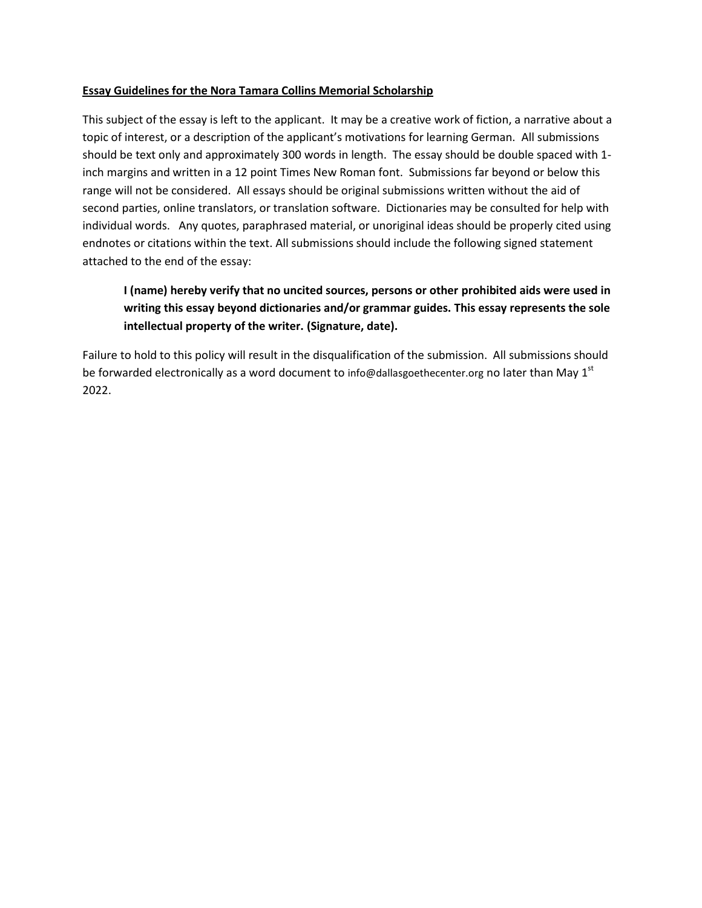**<u>Essay Guidelines for the Nora Tamara Collins Memorial Scholarship</u>**

This subject of the essay is left to the applicant. It may be a creative work of fiction, a narrative about a topic of interest, or a description of the applicant's motivations for learning German. All submissions should be text only and approximately 300 words in length. The essay should be double spaced with 1-inch margins and written in a 12 point Times New Roman font. Submissions far beyond or below this range will not be considered. All essays should be original submissions written without the aid of second parties, online translators, or translation software. Dictionaries may be consulted for help with individual words. Any quotes, paraphrased material, or unoriginal ideas should be properly cited using endnotes or citations within the text. All submissions should include the following signed statement attached to the end of the essay:

> **I (name) hereby verify that no uncited sources, persons or other prohibited aids were used in writing this essay beyond dictionaries and/or grammar guides. This essay represents the sole intellectual property of the writer. (Signature, date).**

Failure to hold to this policy will result in the disqualification of the submission. All submissions should be forwarded electronically as a word document to info@dallasgoethecenter.org no later than May 1st 2022.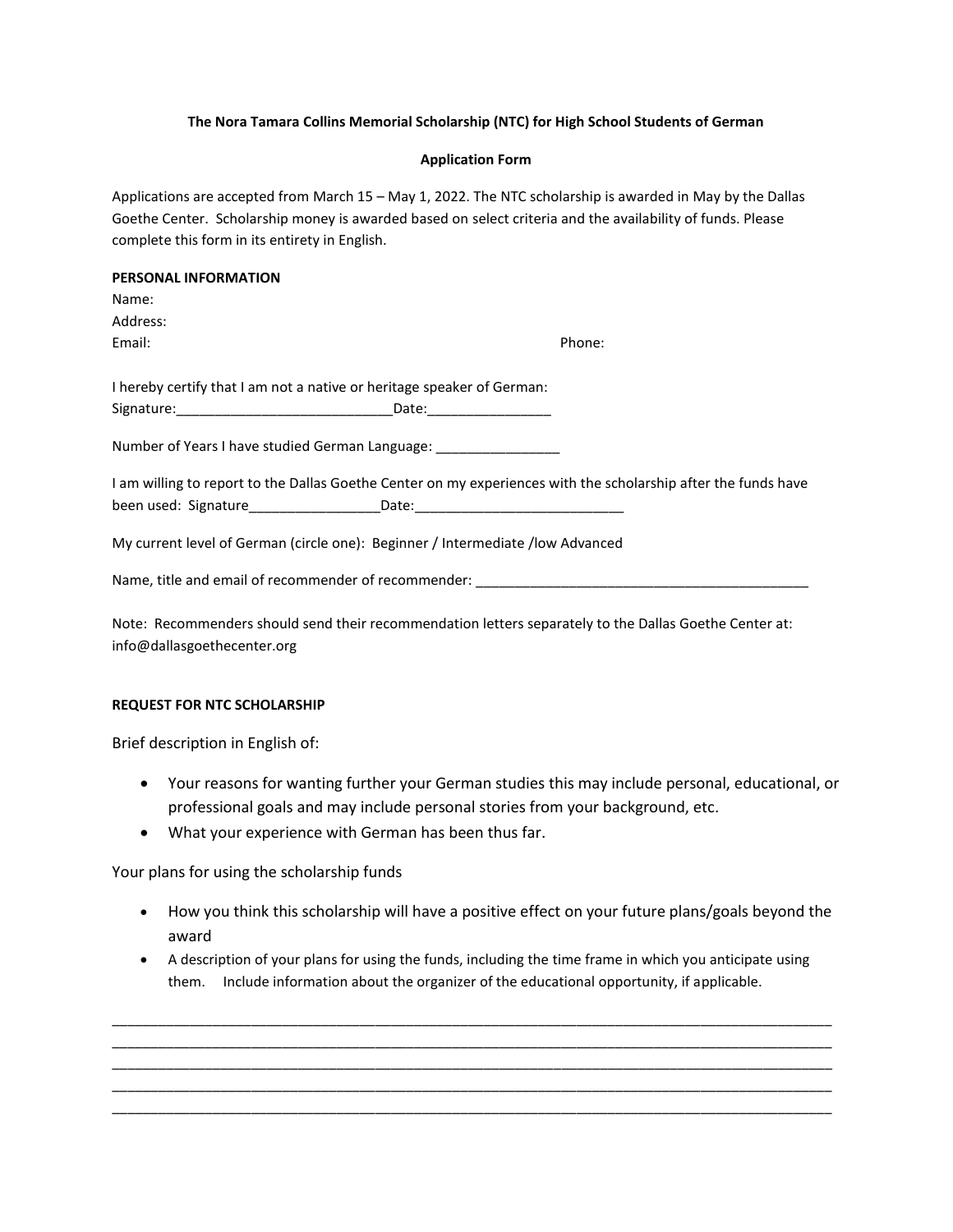**The Nora Tamara Collins Memorial Scholarship (NTC) for High School Students of German**

**Application Form**

Applications are accepted from March 15 – May 1, 2022. The NTC scholarship is awarded in May by the Dallas Goethe Center. Scholarship money is awarded based on select criteria and the availability of funds. Please complete this form in its entirety in English.

**PERSONAL INFORMATION**

Name:

Address:

Email: Phone:

I hereby certify that I am not a native or heritage speaker of German:
Signature:____________________________Date:________________

Number of Years I have studied German Language: ________________

I am willing to report to the Dallas Goethe Center on my experiences with the scholarship after the funds have been used: Signature_________________Date:___________________________

My current level of German (circle one): Beginner / Intermediate /low Advanced

Name, title and email of recommender of recommender: ____________________________________________

Note: Recommenders should send their recommendation letters separately to the Dallas Goethe Center at: info@dallasgoethecenter.org

**REQUEST FOR NTC SCHOLARSHIP**

Brief description in English of:

- Your reasons for wanting further your German studies this may include personal, educational, or professional goals and may include personal stories from your background, etc.
- What your experience with German has been thus far.

Your plans for using the scholarship funds

- How you think this scholarship will have a positive effect on your future plans/goals beyond the award
- A description of your plans for using the funds, including the time frame in which you anticipate using them. Include information about the organizer of the educational opportunity, if applicable.

______________________________________________________________________________________________
______________________________________________________________________________________________
______________________________________________________________________________________________
______________________________________________________________________________________________
______________________________________________________________________________________________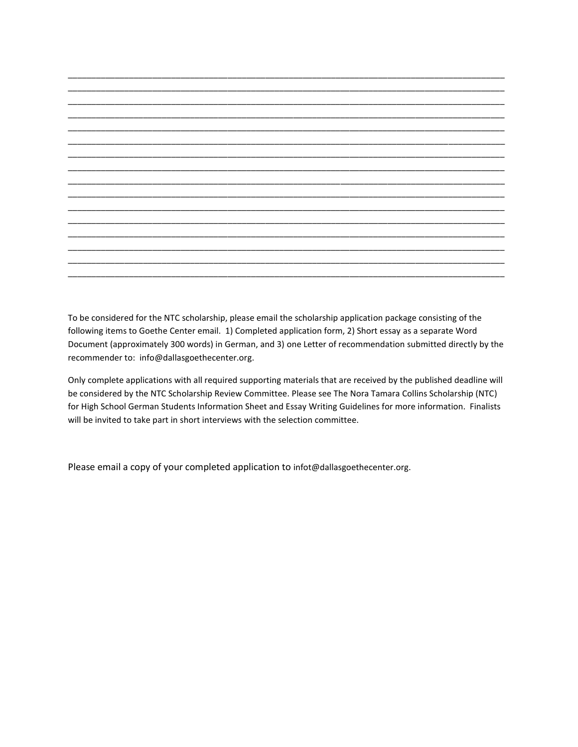________________________________________________________________________________________________
________________________________________________________________________________________________
________________________________________________________________________________________________
________________________________________________________________________________________________
________________________________________________________________________________________________
________________________________________________________________________________________________
________________________________________________________________________________________________
________________________________________________________________________________________________
________________________________________________________________________________________________
________________________________________________________________________________________________
________________________________________________________________________________________________
________________________________________________________________________________________________
________________________________________________________________________________________________
________________________________________________________________________________________________
________________________________________________________________________________________________
________________________________________________________________________________________________

To be considered for the NTC scholarship, please email the scholarship application package consisting of the following items to Goethe Center email. 1) Completed application form, 2) Short essay as a separate Word Document (approximately 300 words) in German, and 3) one Letter of recommendation submitted directly by the recommender to: info@dallasgoethecenter.org.

Only complete applications with all required supporting materials that are received by the published deadline will be considered by the NTC Scholarship Review Committee. Please see The Nora Tamara Collins Scholarship (NTC) for High School German Students Information Sheet and Essay Writing Guidelines for more information. Finalists will be invited to take part in short interviews with the selection committee.

Please email a copy of your completed application to infot@dallasgoethecenter.org.